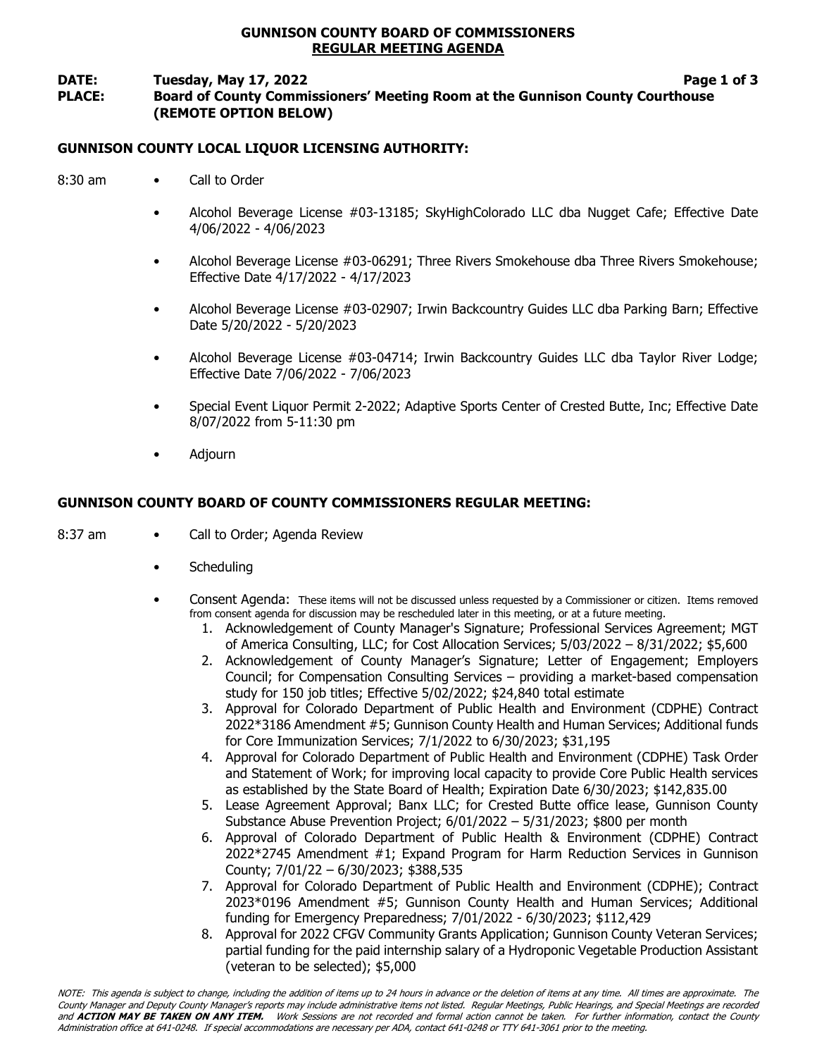# GUNNISON COUNTY BOARD OF COMMISSIONERS
## REGULAR MEETING AGENDA

**DATE:** **Tuesday, May 17, 2022**

**PLACE:** **Board of County Commissioners' Meeting Room at the Gunnison County Courthouse (REMOTE OPTION BELOW)**

### GUNNISON COUNTY LOCAL LIQUOR LICENSING AUTHORITY:

8:30 am

- Call to Order
- Alcohol Beverage License #03-13185; SkyHighColorado LLC dba Nugget Cafe; Effective Date 4/06/2022 - 4/06/2023
- Alcohol Beverage License #03-06291; Three Rivers Smokehouse dba Three Rivers Smokehouse; Effective Date 4/17/2022 - 4/17/2023
- Alcohol Beverage License #03-02907; Irwin Backcountry Guides LLC dba Parking Barn; Effective Date 5/20/2022 - 5/20/2023
- Alcohol Beverage License #03-04714; Irwin Backcountry Guides LLC dba Taylor River Lodge; Effective Date 7/06/2022 - 7/06/2023
- Special Event Liquor Permit 2-2022; Adaptive Sports Center of Crested Butte, Inc; Effective Date 8/07/2022 from 5-11:30 pm
- Adjourn

### GUNNISON COUNTY BOARD OF COUNTY COMMISSIONERS REGULAR MEETING:

8:37 am

- Call to Order; Agenda Review
- Scheduling
- Consent Agenda: These items will not be discussed unless requested by a Commissioner or citizen. Items removed from consent agenda for discussion may be rescheduled later in this meeting, or at a future meeting.
  1. Acknowledgement of County Manager's Signature; Professional Services Agreement; MGT of America Consulting, LLC; for Cost Allocation Services; 5/03/2022 – 8/31/2022; $5,600
  2. Acknowledgement of County Manager's Signature; Letter of Engagement; Employers Council; for Compensation Consulting Services – providing a market-based compensation study for 150 job titles; Effective 5/02/2022; $24,840 total estimate
  3. Approval for Colorado Department of Public Health and Environment (CDPHE) Contract 2022*3186 Amendment #5; Gunnison County Health and Human Services; Additional funds for Core Immunization Services; 7/1/2022 to 6/30/2023; $31,195
  4. Approval for Colorado Department of Public Health and Environment (CDPHE) Task Order and Statement of Work; for improving local capacity to provide Core Public Health services as established by the State Board of Health; Expiration Date 6/30/2023; $142,835.00
  5. Lease Agreement Approval; Banx LLC; for Crested Butte office lease, Gunnison County Substance Abuse Prevention Project; 6/01/2022 – 5/31/2023; $800 per month
  6. Approval of Colorado Department of Public Health & Environment (CDPHE) Contract 2022*2745 Amendment #1; Expand Program for Harm Reduction Services in Gunnison County; 7/01/22 – 6/30/2023; $388,535
  7. Approval for Colorado Department of Public Health and Environment (CDPHE); Contract 2023*0196 Amendment #5; Gunnison County Health and Human Services; Additional funding for Emergency Preparedness; 7/01/2022 - 6/30/2023; $112,429
  8. Approval for 2022 CFGV Community Grants Application; Gunnison County Veteran Services; partial funding for the paid internship salary of a Hydroponic Vegetable Production Assistant (veteran to be selected); $5,000

*NOTE: This agenda is subject to change, including the addition of items up to 24 hours in advance or the deletion of items at any time. All times are approximate. The County Manager and Deputy County Manager's reports may include administrative items not listed. Regular Meetings, Public Hearings, and Special Meetings are recorded and **ACTION MAY BE TAKEN ON ANY ITEM.** Work Sessions are not recorded and formal action cannot be taken. For further information, contact the County Administration office at 641-0248. If special accommodations are necessary per ADA, contact 641-0248 or TTY 641-3061 prior to the meeting.*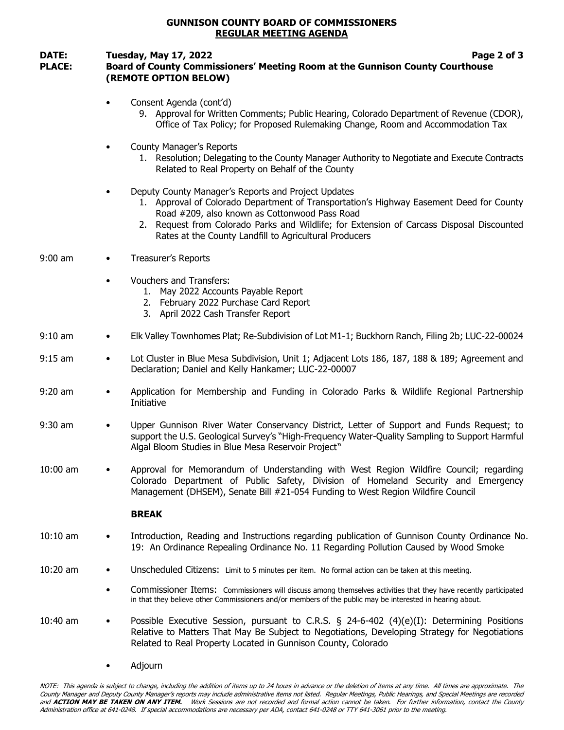**GUNNISON COUNTY BOARD OF COMMISSIONERS**
**REGULAR MEETING AGENDA**

**DATE:** **Tuesday, May 17, 2022**
**PLACE:** **Board of County Commissioners' Meeting Room at the Gunnison County Courthouse (REMOTE OPTION BELOW)**

- Consent Agenda (cont'd)
  9. Approval for Written Comments; Public Hearing, Colorado Department of Revenue (CDOR), Office of Tax Policy; for Proposed Rulemaking Change, Room and Accommodation Tax

- County Manager's Reports
  1. Resolution; Delegating to the County Manager Authority to Negotiate and Execute Contracts Related to Real Property on Behalf of the County

- Deputy County Manager's Reports and Project Updates
  1. Approval of Colorado Department of Transportation's Highway Easement Deed for County Road #209, also known as Cottonwood Pass Road
  2. Request from Colorado Parks and Wildlife; for Extension of Carcass Disposal Discounted Rates at the County Landfill to Agricultural Producers

9:00 am
- Treasurer's Reports

- Vouchers and Transfers:
  1. May 2022 Accounts Payable Report
  2. February 2022 Purchase Card Report
  3. April 2022 Cash Transfer Report

9:10 am
- Elk Valley Townhomes Plat; Re-Subdivision of Lot M1-1; Buckhorn Ranch, Filing 2b; LUC-22-00024

9:15 am
- Lot Cluster in Blue Mesa Subdivision, Unit 1; Adjacent Lots 186, 187, 188 & 189; Agreement and Declaration; Daniel and Kelly Hankamer; LUC-22-00007

9:20 am
- Application for Membership and Funding in Colorado Parks & Wildlife Regional Partnership Initiative

9:30 am
- Upper Gunnison River Water Conservancy District, Letter of Support and Funds Request; to support the U.S. Geological Survey's "High-Frequency Water-Quality Sampling to Support Harmful Algal Bloom Studies in Blue Mesa Reservoir Project"

10:00 am
- Approval for Memorandum of Understanding with West Region Wildfire Council; regarding Colorado Department of Public Safety, Division of Homeland Security and Emergency Management (DHSEM), Senate Bill #21-054 Funding to West Region Wildfire Council

**BREAK**

10:10 am
- Introduction, Reading and Instructions regarding publication of Gunnison County Ordinance No. 19: An Ordinance Repealing Ordinance No. 11 Regarding Pollution Caused by Wood Smoke

10:20 am
- Unscheduled Citizens: Limit to 5 minutes per item. No formal action can be taken at this meeting.

- Commissioner Items: Commissioners will discuss among themselves activities that they have recently participated in that they believe other Commissioners and/or members of the public may be interested in hearing about.

10:40 am
- Possible Executive Session, pursuant to C.R.S. § 24-6-402 (4)(e)(I): Determining Positions Relative to Matters That May Be Subject to Negotiations, Developing Strategy for Negotiations Related to Real Property Located in Gunnison County, Colorado

- Adjourn

*NOTE: This agenda is subject to change, including the addition of items up to 24 hours in advance or the deletion of items at any time. All times are approximate. The County Manager and Deputy County Manager's reports may include administrative items not listed. Regular Meetings, Public Hearings, and Special Meetings are recorded and **ACTION MAY BE TAKEN ON ANY ITEM.** Work Sessions are not recorded and formal action cannot be taken. For further information, contact the County Administration office at 641-0248. If special accommodations are necessary per ADA, contact 641-0248 or TTY 641-3061 prior to the meeting.*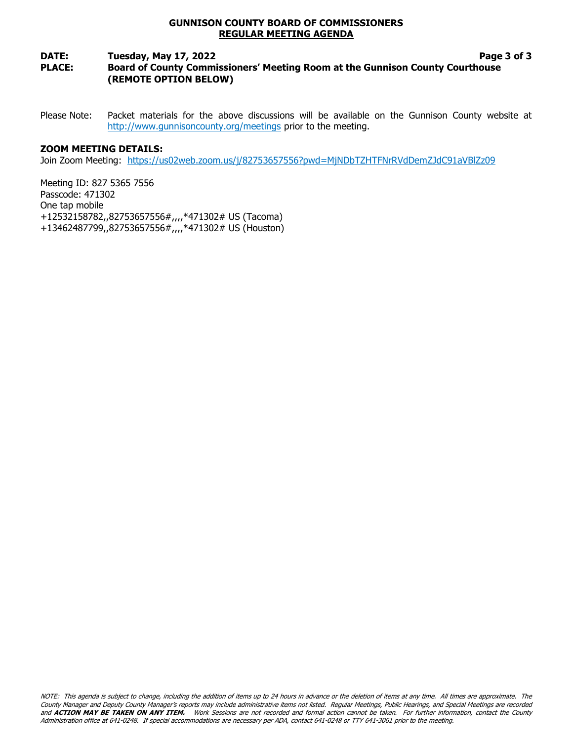**GUNNISON COUNTY BOARD OF COMMISSIONERS**
**REGULAR MEETING AGENDA**

**DATE:** **Tuesday, May 17, 2022**
**PLACE:** **Board of County Commissioners' Meeting Room at the Gunnison County Courthouse (REMOTE OPTION BELOW)**

Please Note: Packet materials for the above discussions will be available on the Gunnison County website at http://www.gunnisoncounty.org/meetings prior to the meeting.

**ZOOM MEETING DETAILS:**
Join Zoom Meeting: https://us02web.zoom.us/j/82753657556?pwd=MjNDbTZHTFNrRVdDemZJdC91aVBlZz09

Meeting ID: 827 5365 7556
Passcode: 471302
One tap mobile
+12532158782,,82753657556#,,,,*471302# US (Tacoma)
+13462487799,,82753657556#,,,,*471302# US (Houston)

*NOTE: This agenda is subject to change, including the addition of items up to 24 hours in advance or the deletion of items at any time. All times are approximate. The County Manager and Deputy County Manager's reports may include administrative items not listed. Regular Meetings, Public Hearings, and Special Meetings are recorded and* ***ACTION MAY BE TAKEN ON ANY ITEM.*** *Work Sessions are not recorded and formal action cannot be taken. For further information, contact the County Administration office at 641-0248. If special accommodations are necessary per ADA, contact 641-0248 or TTY 641-3061 prior to the meeting.*